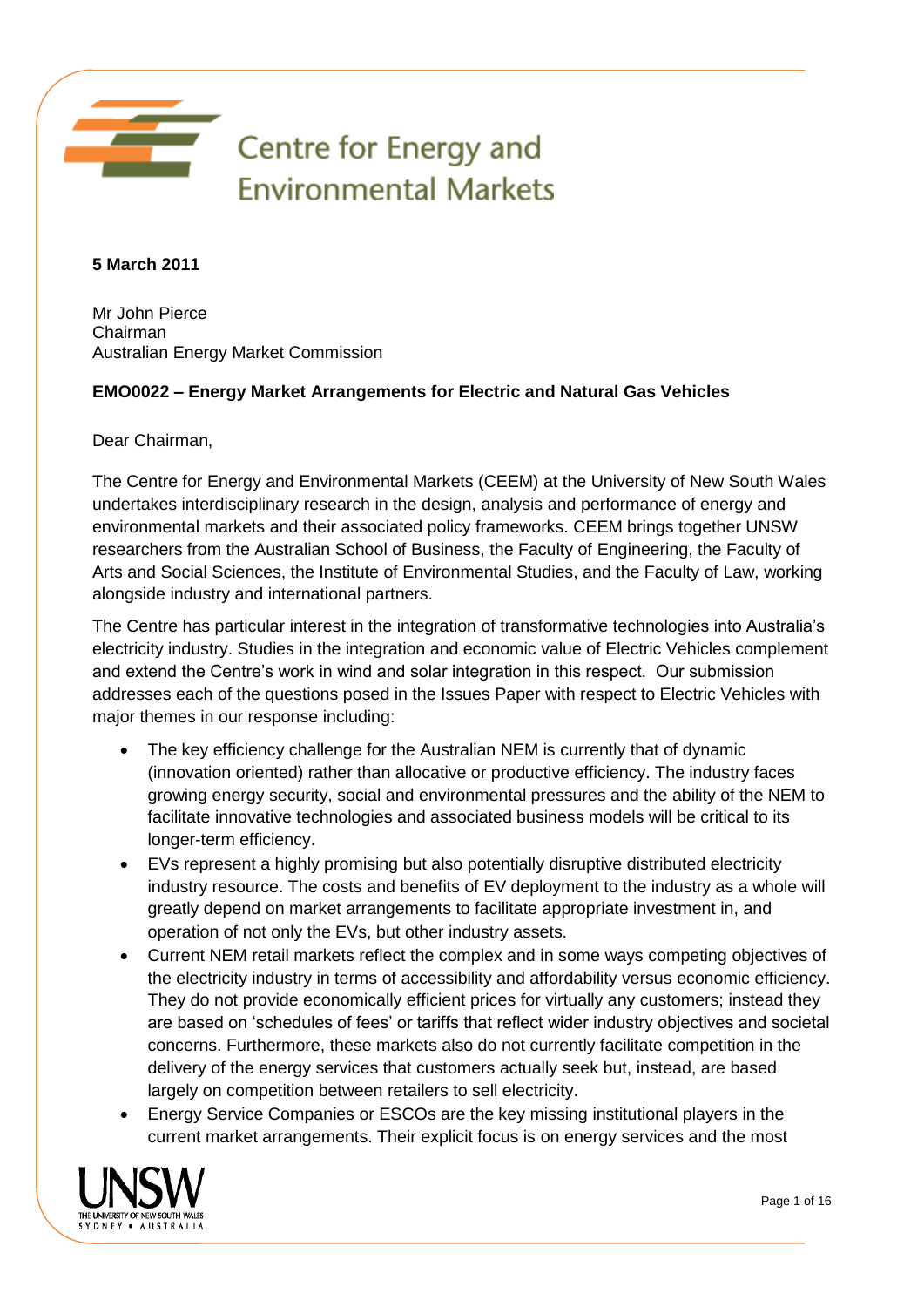Centre for Energy and Environmental Markets

**5 March 2011**

Mr John Pierce
Chairman
Australian Energy Market Commission

**EMO0022 – Energy Market Arrangements for Electric and Natural Gas Vehicles**

Dear Chairman,

The Centre for Energy and Environmental Markets (CEEM) at the University of New South Wales undertakes interdisciplinary research in the design, analysis and performance of energy and environmental markets and their associated policy frameworks. CEEM brings together UNSW researchers from the Australian School of Business, the Faculty of Engineering, the Faculty of Arts and Social Sciences, the Institute of Environmental Studies, and the Faculty of Law, working alongside industry and international partners.

The Centre has particular interest in the integration of transformative technologies into Australia's electricity industry. Studies in the integration and economic value of Electric Vehicles complement and extend the Centre's work in wind and solar integration in this respect. Our submission addresses each of the questions posed in the Issues Paper with respect to Electric Vehicles with major themes in our response including:

- The key efficiency challenge for the Australian NEM is currently that of dynamic (innovation oriented) rather than allocative or productive efficiency. The industry faces growing energy security, social and environmental pressures and the ability of the NEM to facilitate innovative technologies and associated business models will be critical to its longer-term efficiency.
- EVs represent a highly promising but also potentially disruptive distributed electricity industry resource. The costs and benefits of EV deployment to the industry as a whole will greatly depend on market arrangements to facilitate appropriate investment in, and operation of not only the EVs, but other industry assets.
- Current NEM retail markets reflect the complex and in some ways competing objectives of the electricity industry in terms of accessibility and affordability versus economic efficiency. They do not provide economically efficient prices for virtually any customers; instead they are based on 'schedules of fees' or tariffs that reflect wider industry objectives and societal concerns. Furthermore, these markets also do not currently facilitate competition in the delivery of the energy services that customers actually seek but, instead, are based largely on competition between retailers to sell electricity.
- Energy Service Companies or ESCOs are the key missing institutional players in the current market arrangements. Their explicit focus is on energy services and the most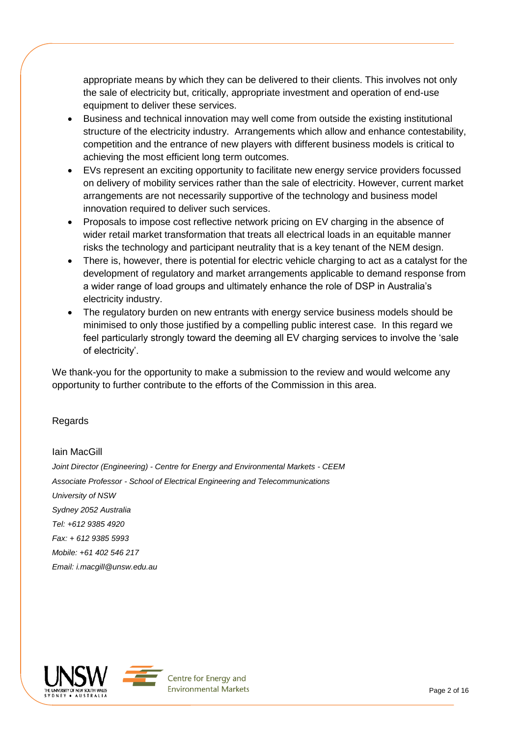appropriate means by which they can be delivered to their clients. This involves not only the sale of electricity but, critically, appropriate investment and operation of end-use equipment to deliver these services.

- Business and technical innovation may well come from outside the existing institutional structure of the electricity industry. Arrangements which allow and enhance contestability, competition and the entrance of new players with different business models is critical to achieving the most efficient long term outcomes.
- EVs represent an exciting opportunity to facilitate new energy service providers focussed on delivery of mobility services rather than the sale of electricity. However, current market arrangements are not necessarily supportive of the technology and business model innovation required to deliver such services.
- Proposals to impose cost reflective network pricing on EV charging in the absence of wider retail market transformation that treats all electrical loads in an equitable manner risks the technology and participant neutrality that is a key tenant of the NEM design.
- There is, however, there is potential for electric vehicle charging to act as a catalyst for the development of regulatory and market arrangements applicable to demand response from a wider range of load groups and ultimately enhance the role of DSP in Australia's electricity industry.
- The regulatory burden on new entrants with energy service business models should be minimised to only those justified by a compelling public interest case. In this regard we feel particularly strongly toward the deeming all EV charging services to involve the 'sale of electricity'.

We thank-you for the opportunity to make a submission to the review and would welcome any opportunity to further contribute to the efforts of the Commission in this area.

Regards

Iain MacGill

*Joint Director (Engineering) - Centre for Energy and Environmental Markets - CEEM*
*Associate Professor - School of Electrical Engineering and Telecommunications*
*University of NSW*
*Sydney 2052 Australia*
*Tel: +612 9385 4920*
*Fax: + 612 9385 5993*
*Mobile: +61 402 546 217*
*Email: i.macgill@unsw.edu.au*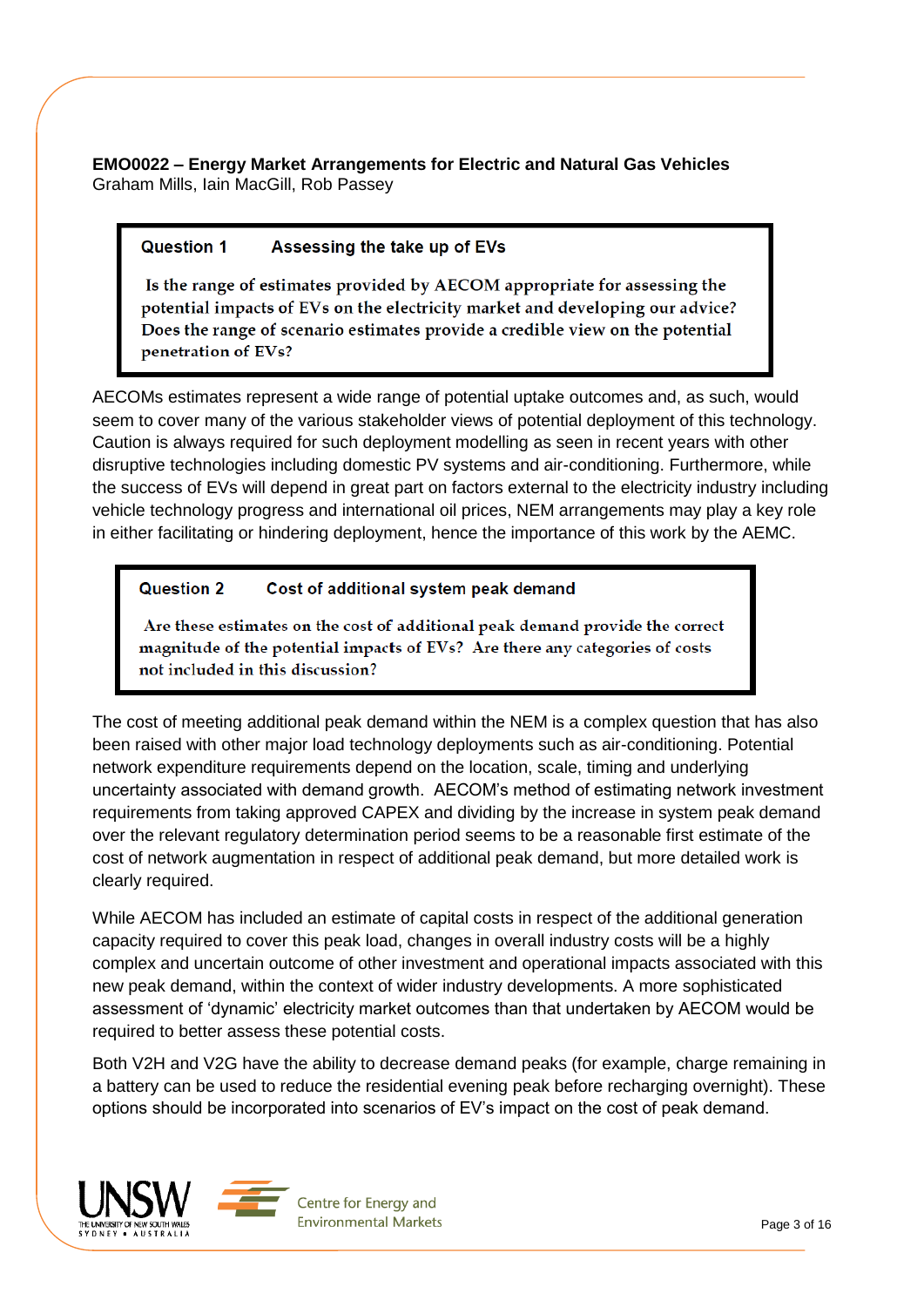**EMO0022 – Energy Market Arrangements for Electric and Natural Gas Vehicles**
Graham Mills, Iain MacGill, Rob Passey

> **Question 1 Assessing the take up of EVs**
>
> Is the range of estimates provided by AECOM appropriate for assessing the potential impacts of EVs on the electricity market and developing our advice? Does the range of scenario estimates provide a credible view on the potential penetration of EVs?

AECOMs estimates represent a wide range of potential uptake outcomes and, as such, would seem to cover many of the various stakeholder views of potential deployment of this technology. Caution is always required for such deployment modelling as seen in recent years with other disruptive technologies including domestic PV systems and air-conditioning. Furthermore, while the success of EVs will depend in great part on factors external to the electricity industry including vehicle technology progress and international oil prices, NEM arrangements may play a key role in either facilitating or hindering deployment, hence the importance of this work by the AEMC.

> **Question 2 Cost of additional system peak demand**
>
> Are these estimates on the cost of additional peak demand provide the correct magnitude of the potential impacts of EVs? Are there any categories of costs not included in this discussion?

The cost of meeting additional peak demand within the NEM is a complex question that has also been raised with other major load technology deployments such as air-conditioning. Potential network expenditure requirements depend on the location, scale, timing and underlying uncertainty associated with demand growth. AECOM's method of estimating network investment requirements from taking approved CAPEX and dividing by the increase in system peak demand over the relevant regulatory determination period seems to be a reasonable first estimate of the cost of network augmentation in respect of additional peak demand, but more detailed work is clearly required.

While AECOM has included an estimate of capital costs in respect of the additional generation capacity required to cover this peak load, changes in overall industry costs will be a highly complex and uncertain outcome of other investment and operational impacts associated with this new peak demand, within the context of wider industry developments. A more sophisticated assessment of 'dynamic' electricity market outcomes than that undertaken by AECOM would be required to better assess these potential costs.

Both V2H and V2G have the ability to decrease demand peaks (for example, charge remaining in a battery can be used to reduce the residential evening peak before recharging overnight). These options should be incorporated into scenarios of EV's impact on the cost of peak demand.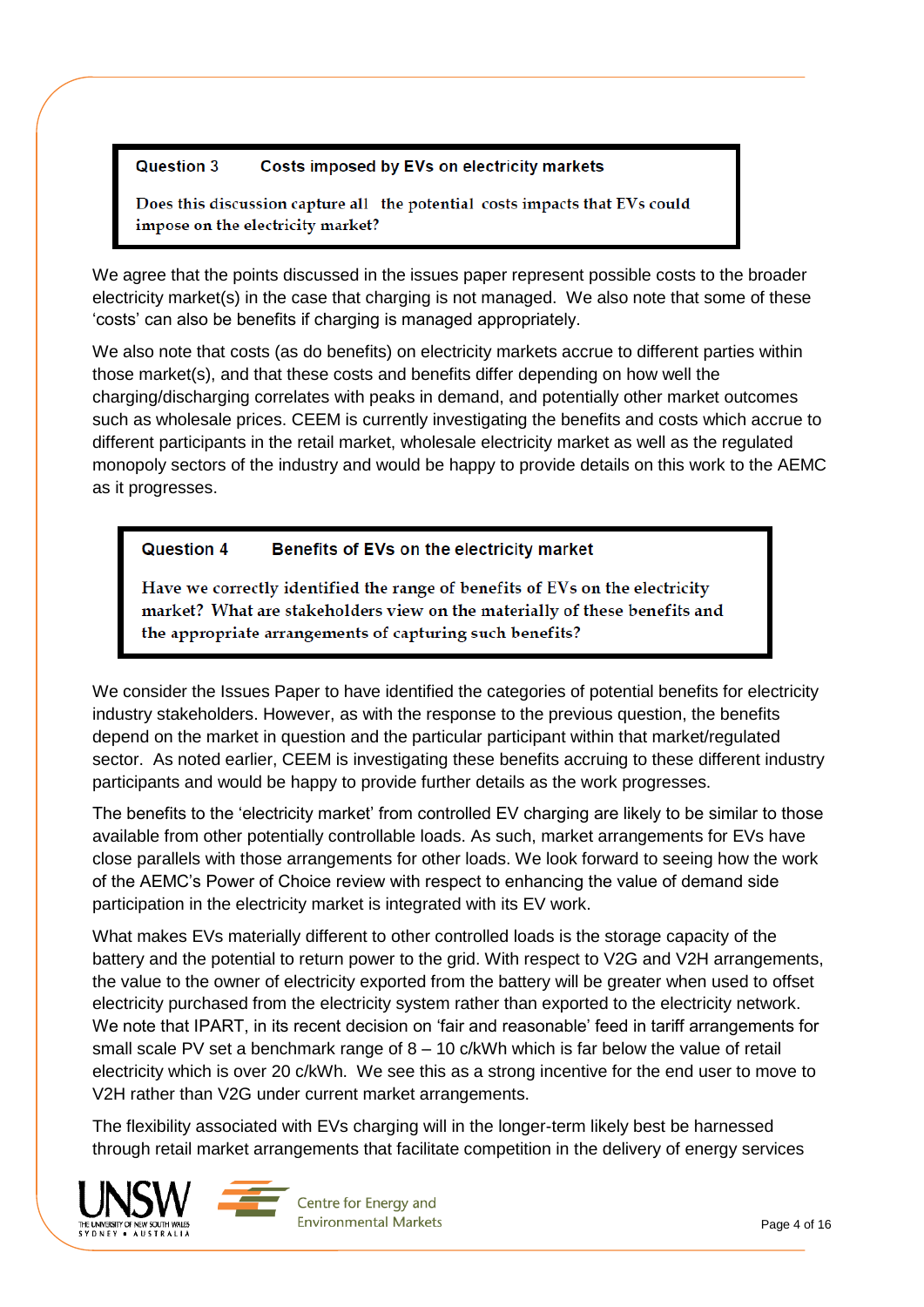> **Question 3 Costs imposed by EVs on electricity markets**
>
> Does this discussion capture all the potential costs impacts that EVs could impose on the electricity market?

We agree that the points discussed in the issues paper represent possible costs to the broader electricity market(s) in the case that charging is not managed. We also note that some of these 'costs' can also be benefits if charging is managed appropriately.

We also note that costs (as do benefits) on electricity markets accrue to different parties within those market(s), and that these costs and benefits differ depending on how well the charging/discharging correlates with peaks in demand, and potentially other market outcomes such as wholesale prices. CEEM is currently investigating the benefits and costs which accrue to different participants in the retail market, wholesale electricity market as well as the regulated monopoly sectors of the industry and would be happy to provide details on this work to the AEMC as it progresses.

> **Question 4 Benefits of EVs on the electricity market**
>
> Have we correctly identified the range of benefits of EVs on the electricity market? What are stakeholders view on the materially of these benefits and the appropriate arrangements of capturing such benefits?

We consider the Issues Paper to have identified the categories of potential benefits for electricity industry stakeholders. However, as with the response to the previous question, the benefits depend on the market in question and the particular participant within that market/regulated sector. As noted earlier, CEEM is investigating these benefits accruing to these different industry participants and would be happy to provide further details as the work progresses.

The benefits to the 'electricity market' from controlled EV charging are likely to be similar to those available from other potentially controllable loads. As such, market arrangements for EVs have close parallels with those arrangements for other loads. We look forward to seeing how the work of the AEMC's Power of Choice review with respect to enhancing the value of demand side participation in the electricity market is integrated with its EV work.

What makes EVs materially different to other controlled loads is the storage capacity of the battery and the potential to return power to the grid. With respect to V2G and V2H arrangements, the value to the owner of electricity exported from the battery will be greater when used to offset electricity purchased from the electricity system rather than exported to the electricity network. We note that IPART, in its recent decision on 'fair and reasonable' feed in tariff arrangements for small scale PV set a benchmark range of 8 – 10 c/kWh which is far below the value of retail electricity which is over 20 c/kWh. We see this as a strong incentive for the end user to move to V2H rather than V2G under current market arrangements.

The flexibility associated with EVs charging will in the longer-term likely best be harnessed through retail market arrangements that facilitate competition in the delivery of energy services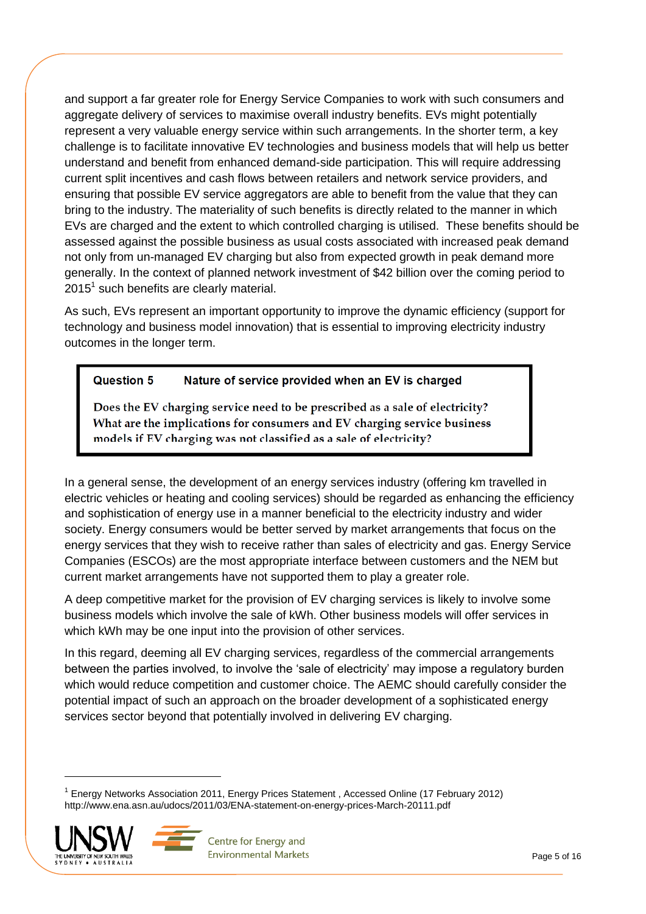and support a far greater role for Energy Service Companies to work with such consumers and aggregate delivery of services to maximise overall industry benefits. EVs might potentially represent a very valuable energy service within such arrangements. In the shorter term, a key challenge is to facilitate innovative EV technologies and business models that will help us better understand and benefit from enhanced demand-side participation. This will require addressing current split incentives and cash flows between retailers and network service providers, and ensuring that possible EV service aggregators are able to benefit from the value that they can bring to the industry. The materiality of such benefits is directly related to the manner in which EVs are charged and the extent to which controlled charging is utilised. These benefits should be assessed against the possible business as usual costs associated with increased peak demand not only from un-managed EV charging but also from expected growth in peak demand more generally. In the context of planned network investment of $42 billion over the coming period to 2015[1] such benefits are clearly material.

As such, EVs represent an important opportunity to improve the dynamic efficiency (support for technology and business model innovation) that is essential to improving electricity industry outcomes in the longer term.

> **Question 5 Nature of service provided when an EV is charged**
>
> **Does the EV charging service need to be prescribed as a sale of electricity? What are the implications for consumers and EV charging service business models if EV charging was not classified as a sale of electricity?**

In a general sense, the development of an energy services industry (offering km travelled in electric vehicles or heating and cooling services) should be regarded as enhancing the efficiency and sophistication of energy use in a manner beneficial to the electricity industry and wider society. Energy consumers would be better served by market arrangements that focus on the energy services that they wish to receive rather than sales of electricity and gas. Energy Service Companies (ESCOs) are the most appropriate interface between customers and the NEM but current market arrangements have not supported them to play a greater role.

A deep competitive market for the provision of EV charging services is likely to involve some business models which involve the sale of kWh. Other business models will offer services in which kWh may be one input into the provision of other services.

In this regard, deeming all EV charging services, regardless of the commercial arrangements between the parties involved, to involve the 'sale of electricity' may impose a regulatory burden which would reduce competition and customer choice. The AEMC should carefully consider the potential impact of such an approach on the broader development of a sophisticated energy services sector beyond that potentially involved in delivering EV charging.

---

[1] Energy Networks Association 2011, Energy Prices Statement , Accessed Online (17 February 2012) http://www.ena.asn.au/udocs/2011/03/ENA-statement-on-energy-prices-March-20111.pdf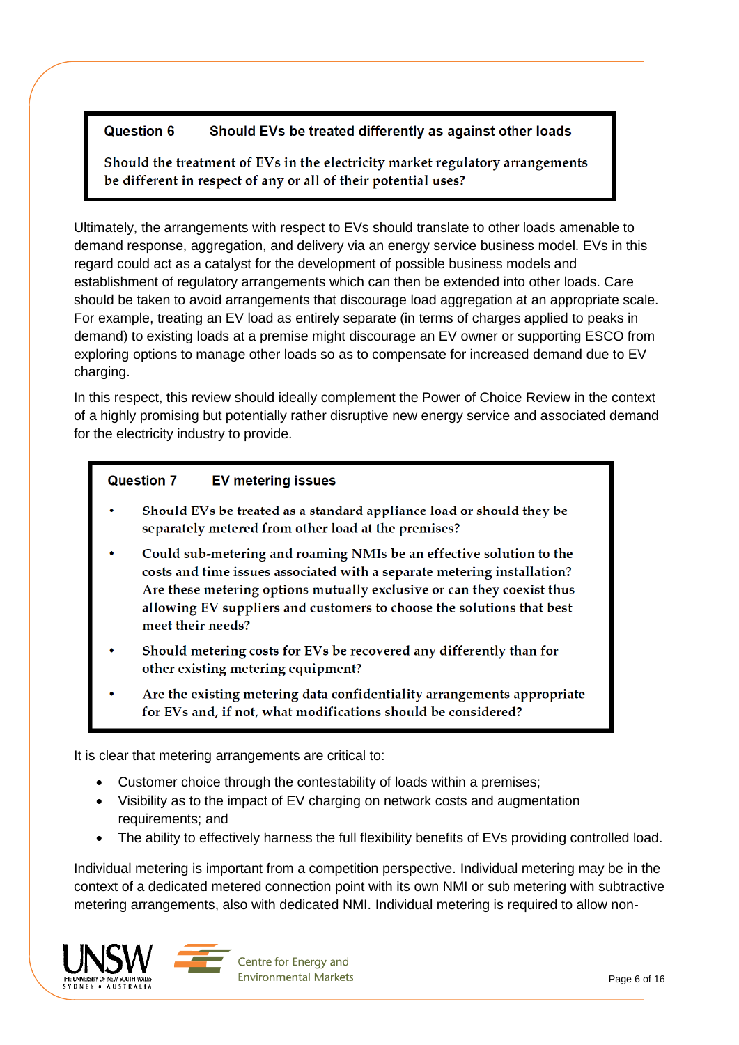**Question 6    Should EVs be treated differently as against other loads**

Should the treatment of EVs in the electricity market regulatory arrangements be different in respect of any or all of their potential uses?

Ultimately, the arrangements with respect to EVs should translate to other loads amenable to demand response, aggregation, and delivery via an energy service business model. EVs in this regard could act as a catalyst for the development of possible business models and establishment of regulatory arrangements which can then be extended into other loads. Care should be taken to avoid arrangements that discourage load aggregation at an appropriate scale. For example, treating an EV load as entirely separate (in terms of charges applied to peaks in demand) to existing loads at a premise might discourage an EV owner or supporting ESCO from exploring options to manage other loads so as to compensate for increased demand due to EV charging.

In this respect, this review should ideally complement the Power of Choice Review in the context of a highly promising but potentially rather disruptive new energy service and associated demand for the electricity industry to provide.

**Question 7    EV metering issues**

- Should EVs be treated as a standard appliance load or should they be separately metered from other load at the premises?
- Could sub-metering and roaming NMIs be an effective solution to the costs and time issues associated with a separate metering installation? Are these metering options mutually exclusive or can they coexist thus allowing EV suppliers and customers to choose the solutions that best meet their needs?
- Should metering costs for EVs be recovered any differently than for other existing metering equipment?
- Are the existing metering data confidentiality arrangements appropriate for EVs and, if not, what modifications should be considered?

It is clear that metering arrangements are critical to:

- Customer choice through the contestability of loads within a premises;
- Visibility as to the impact of EV charging on network costs and augmentation requirements; and
- The ability to effectively harness the full flexibility benefits of EVs providing controlled load.

Individual metering is important from a competition perspective. Individual metering may be in the context of a dedicated metered connection point with its own NMI or sub metering with subtractive metering arrangements, also with dedicated NMI. Individual metering is required to allow non-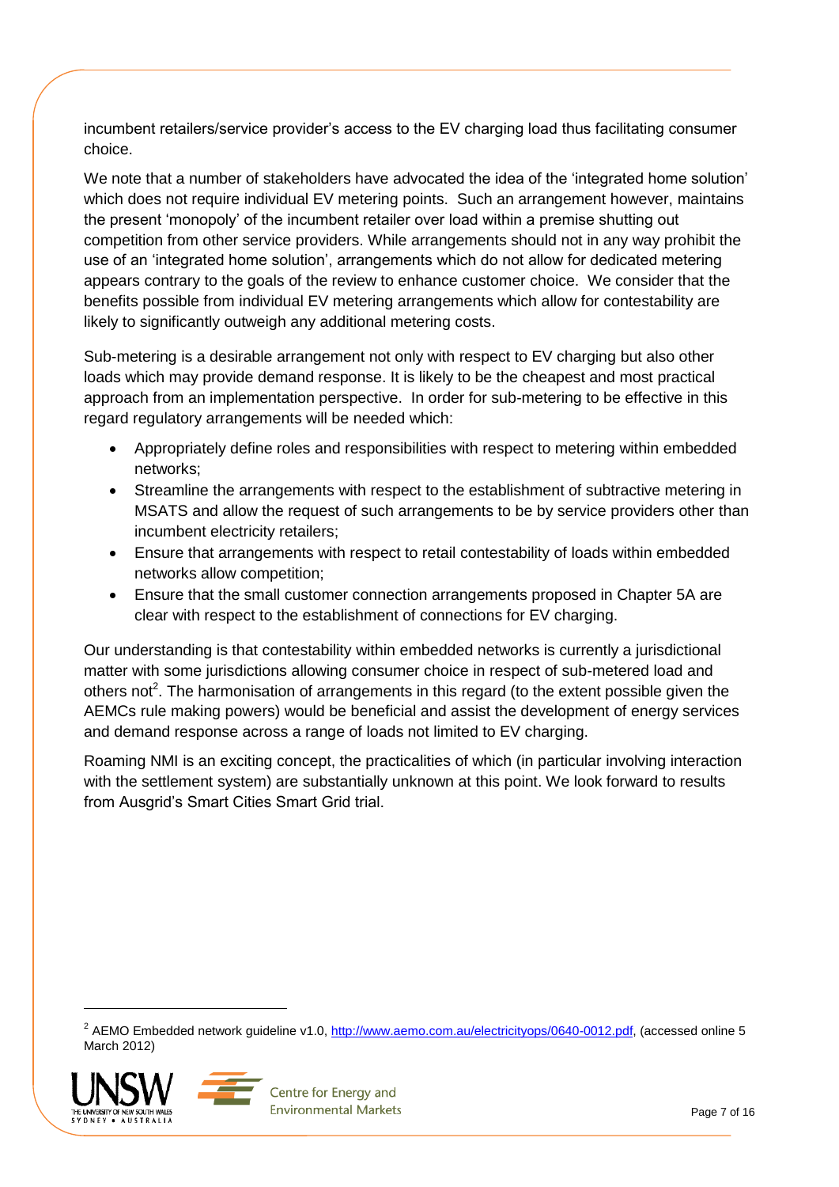incumbent retailers/service provider's access to the EV charging load thus facilitating consumer choice.

We note that a number of stakeholders have advocated the idea of the 'integrated home solution' which does not require individual EV metering points. Such an arrangement however, maintains the present 'monopoly' of the incumbent retailer over load within a premise shutting out competition from other service providers. While arrangements should not in any way prohibit the use of an 'integrated home solution', arrangements which do not allow for dedicated metering appears contrary to the goals of the review to enhance customer choice. We consider that the benefits possible from individual EV metering arrangements which allow for contestability are likely to significantly outweigh any additional metering costs.

Sub-metering is a desirable arrangement not only with respect to EV charging but also other loads which may provide demand response. It is likely to be the cheapest and most practical approach from an implementation perspective. In order for sub-metering to be effective in this regard regulatory arrangements will be needed which:

- Appropriately define roles and responsibilities with respect to metering within embedded networks;
- Streamline the arrangements with respect to the establishment of subtractive metering in MSATS and allow the request of such arrangements to be by service providers other than incumbent electricity retailers;
- Ensure that arrangements with respect to retail contestability of loads within embedded networks allow competition;
- Ensure that the small customer connection arrangements proposed in Chapter 5A are clear with respect to the establishment of connections for EV charging.

Our understanding is that contestability within embedded networks is currently a jurisdictional matter with some jurisdictions allowing consumer choice in respect of sub-metered load and others not[2]. The harmonisation of arrangements in this regard (to the extent possible given the AEMCs rule making powers) would be beneficial and assist the development of energy services and demand response across a range of loads not limited to EV charging.

Roaming NMI is an exciting concept, the practicalities of which (in particular involving interaction with the settlement system) are substantially unknown at this point. We look forward to results from Ausgrid's Smart Cities Smart Grid trial.

[2] AEMO Embedded network guideline v1.0, http://www.aemo.com.au/electricityops/0640-0012.pdf, (accessed online 5 March 2012)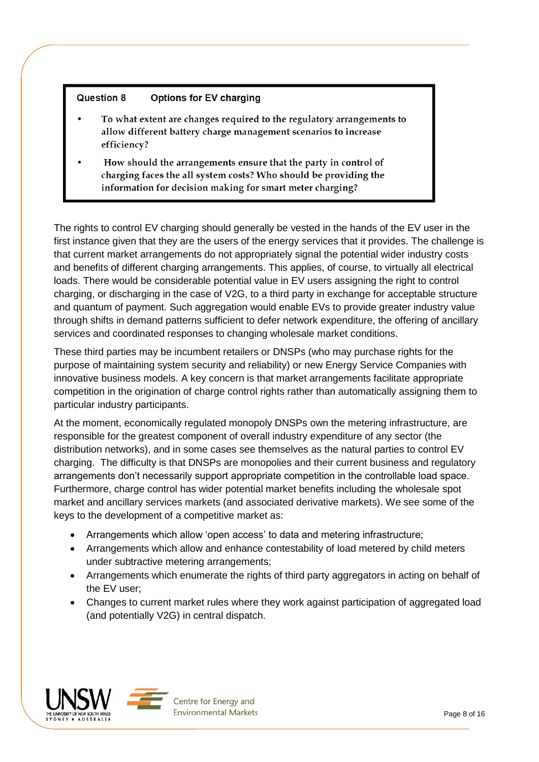**Question 8 Options for EV charging**

- To what extent are changes required to the regulatory arrangements to allow different battery charge management scenarios to increase efficiency?
- How should the arrangements ensure that the party in control of charging faces the all system costs? Who should be providing the information for decision making for smart meter charging?

The rights to control EV charging should generally be vested in the hands of the EV user in the first instance given that they are the users of the energy services that it provides. The challenge is that current market arrangements do not appropriately signal the potential wider industry costs and benefits of different charging arrangements. This applies, of course, to virtually all electrical loads. There would be considerable potential value in EV users assigning the right to control charging, or discharging in the case of V2G, to a third party in exchange for acceptable structure and quantum of payment. Such aggregation would enable EVs to provide greater industry value through shifts in demand patterns sufficient to defer network expenditure, the offering of ancillary services and coordinated responses to changing wholesale market conditions.

These third parties may be incumbent retailers or DNSPs (who may purchase rights for the purpose of maintaining system security and reliability) or new Energy Service Companies with innovative business models. A key concern is that market arrangements facilitate appropriate competition in the origination of charge control rights rather than automatically assigning them to particular industry participants.

At the moment, economically regulated monopoly DNSPs own the metering infrastructure, are responsible for the greatest component of overall industry expenditure of any sector (the distribution networks), and in some cases see themselves as the natural parties to control EV charging. The difficulty is that DNSPs are monopolies and their current business and regulatory arrangements don't necessarily support appropriate competition in the controllable load space. Furthermore, charge control has wider potential market benefits including the wholesale spot market and ancillary services markets (and associated derivative markets). We see some of the keys to the development of a competitive market as:

- Arrangements which allow 'open access' to data and metering infrastructure;
- Arrangements which allow and enhance contestability of load metered by child meters under subtractive metering arrangements;
- Arrangements which enumerate the rights of third party aggregators in acting on behalf of the EV user;
- Changes to current market rules where they work against participation of aggregated load (and potentially V2G) in central dispatch.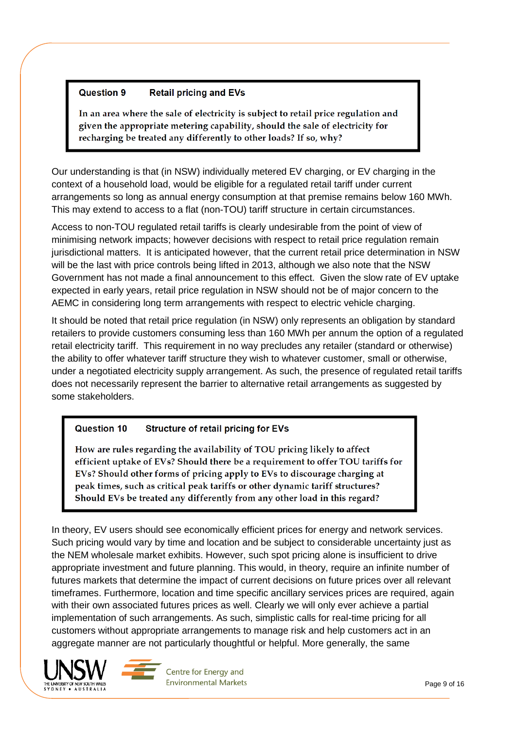> **Question 9 Retail pricing and EVs**
>
> **In an area where the sale of electricity is subject to retail price regulation and given the appropriate metering capability, should the sale of electricity for recharging be treated any differently to other loads? If so, why?**

Our understanding is that (in NSW) individually metered EV charging, or EV charging in the context of a household load, would be eligible for a regulated retail tariff under current arrangements so long as annual energy consumption at that premise remains below 160 MWh. This may extend to access to a flat (non-TOU) tariff structure in certain circumstances.

Access to non-TOU regulated retail tariffs is clearly undesirable from the point of view of minimising network impacts; however decisions with respect to retail price regulation remain jurisdictional matters. It is anticipated however, that the current retail price determination in NSW will be the last with price controls being lifted in 2013, although we also note that the NSW Government has not made a final announcement to this effect. Given the slow rate of EV uptake expected in early years, retail price regulation in NSW should not be of major concern to the AEMC in considering long term arrangements with respect to electric vehicle charging.

It should be noted that retail price regulation (in NSW) only represents an obligation by standard retailers to provide customers consuming less than 160 MWh per annum the option of a regulated retail electricity tariff. This requirement in no way precludes any retailer (standard or otherwise) the ability to offer whatever tariff structure they wish to whatever customer, small or otherwise, under a negotiated electricity supply arrangement. As such, the presence of regulated retail tariffs does not necessarily represent the barrier to alternative retail arrangements as suggested by some stakeholders.

> **Question 10 Structure of retail pricing for EVs**
>
> **How are rules regarding the availability of TOU pricing likely to affect efficient uptake of EVs? Should there be a requirement to offer TOU tariffs for EVs? Should other forms of pricing apply to EVs to discourage charging at peak times, such as critical peak tariffs or other dynamic tariff structures? Should EVs be treated any differently from any other load in this regard?**

In theory, EV users should see economically efficient prices for energy and network services. Such pricing would vary by time and location and be subject to considerable uncertainty just as the NEM wholesale market exhibits. However, such spot pricing alone is insufficient to drive appropriate investment and future planning. This would, in theory, require an infinite number of futures markets that determine the impact of current decisions on future prices over all relevant timeframes. Furthermore, location and time specific ancillary services prices are required, again with their own associated futures prices as well. Clearly we will only ever achieve a partial implementation of such arrangements. As such, simplistic calls for real-time pricing for all customers without appropriate arrangements to manage risk and help customers act in an aggregate manner are not particularly thoughtful or helpful. More generally, the same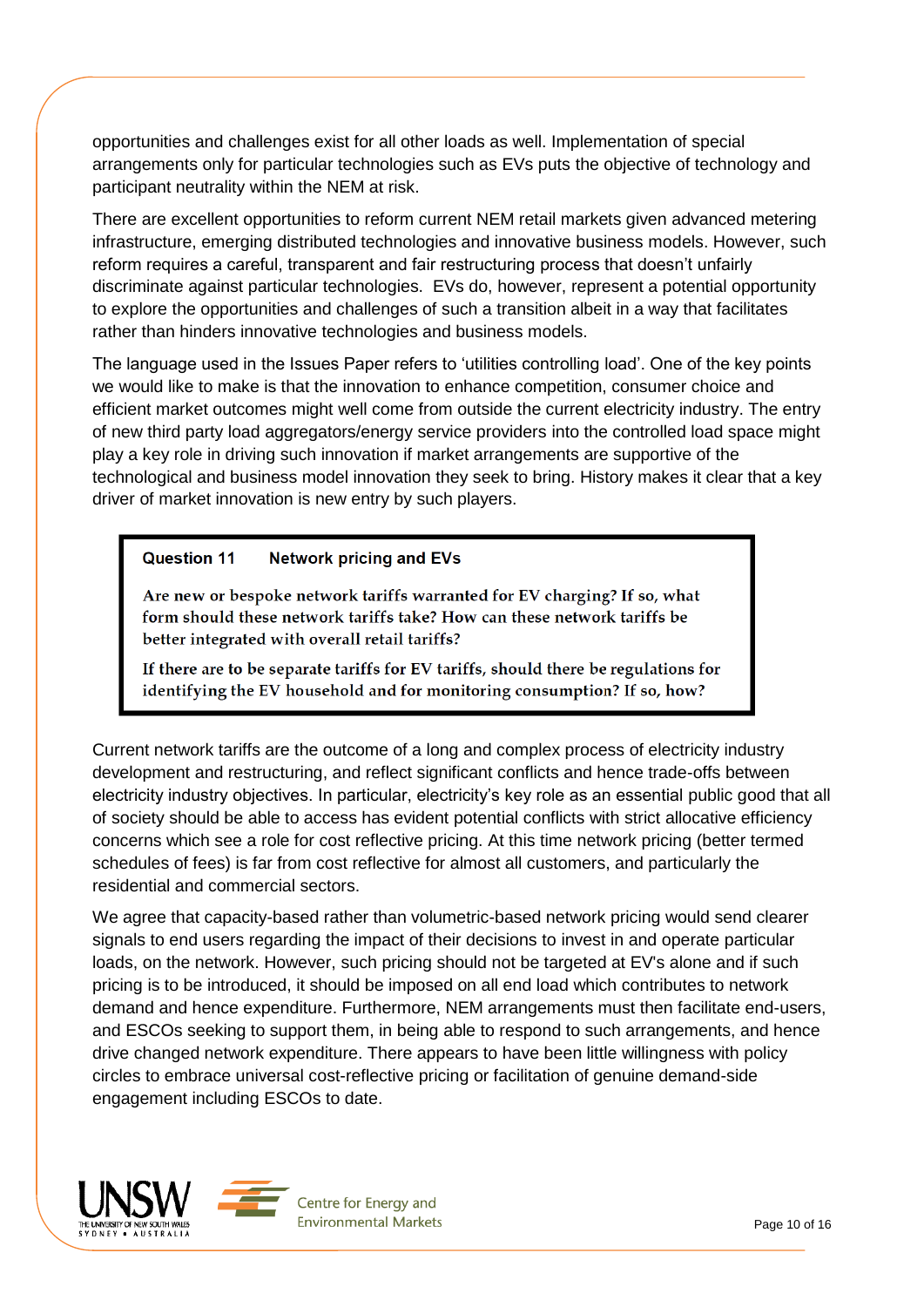opportunities and challenges exist for all other loads as well. Implementation of special arrangements only for particular technologies such as EVs puts the objective of technology and participant neutrality within the NEM at risk.

There are excellent opportunities to reform current NEM retail markets given advanced metering infrastructure, emerging distributed technologies and innovative business models. However, such reform requires a careful, transparent and fair restructuring process that doesn't unfairly discriminate against particular technologies. EVs do, however, represent a potential opportunity to explore the opportunities and challenges of such a transition albeit in a way that facilitates rather than hinders innovative technologies and business models.

The language used in the Issues Paper refers to 'utilities controlling load'. One of the key points we would like to make is that the innovation to enhance competition, consumer choice and efficient market outcomes might well come from outside the current electricity industry. The entry of new third party load aggregators/energy service providers into the controlled load space might play a key role in driving such innovation if market arrangements are supportive of the technological and business model innovation they seek to bring. History makes it clear that a key driver of market innovation is new entry by such players.

> **Question 11 Network pricing and EVs**
>
> Are new or bespoke network tariffs warranted for EV charging? If so, what form should these network tariffs take? How can these network tariffs be better integrated with overall retail tariffs?
>
> If there are to be separate tariffs for EV tariffs, should there be regulations for identifying the EV household and for monitoring consumption? If so, how?

Current network tariffs are the outcome of a long and complex process of electricity industry development and restructuring, and reflect significant conflicts and hence trade-offs between electricity industry objectives. In particular, electricity's key role as an essential public good that all of society should be able to access has evident potential conflicts with strict allocative efficiency concerns which see a role for cost reflective pricing. At this time network pricing (better termed schedules of fees) is far from cost reflective for almost all customers, and particularly the residential and commercial sectors.

We agree that capacity-based rather than volumetric-based network pricing would send clearer signals to end users regarding the impact of their decisions to invest in and operate particular loads, on the network. However, such pricing should not be targeted at EV's alone and if such pricing is to be introduced, it should be imposed on all end load which contributes to network demand and hence expenditure. Furthermore, NEM arrangements must then facilitate end-users, and ESCOs seeking to support them, in being able to respond to such arrangements, and hence drive changed network expenditure. There appears to have been little willingness with policy circles to embrace universal cost-reflective pricing or facilitation of genuine demand-side engagement including ESCOs to date.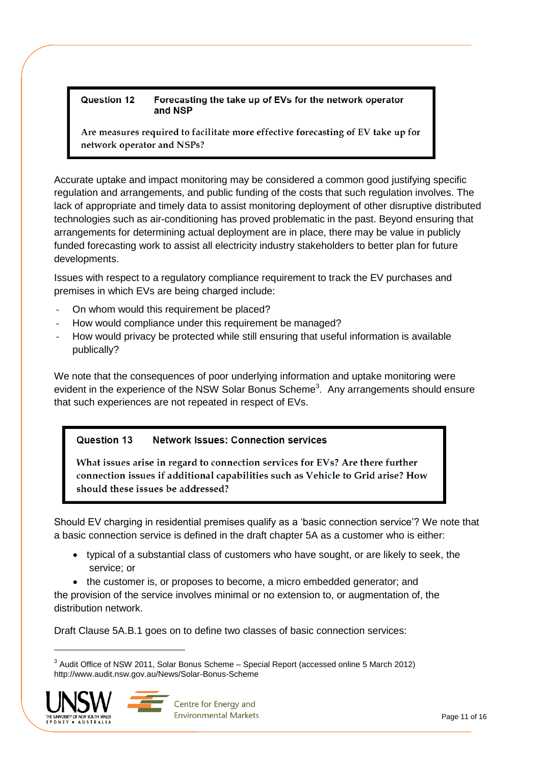> **Question 12 Forecasting the take up of EVs for the network operator and NSP**
>
> Are measures required to facilitate more effective forecasting of EV take up for network operator and NSPs?

Accurate uptake and impact monitoring may be considered a common good justifying specific regulation and arrangements, and public funding of the costs that such regulation involves. The lack of appropriate and timely data to assist monitoring deployment of other disruptive distributed technologies such as air-conditioning has proved problematic in the past. Beyond ensuring that arrangements for determining actual deployment are in place, there may be value in publicly funded forecasting work to assist all electricity industry stakeholders to better plan for future developments.

Issues with respect to a regulatory compliance requirement to track the EV purchases and premises in which EVs are being charged include:

- On whom would this requirement be placed?
- How would compliance under this requirement be managed?
- How would privacy be protected while still ensuring that useful information is available publically?

We note that the consequences of poor underlying information and uptake monitoring were evident in the experience of the NSW Solar Bonus Scheme[3]. Any arrangements should ensure that such experiences are not repeated in respect of EVs.

> **Question 13 Network Issues: Connection services**
>
> What issues arise in regard to connection services for EVs? Are there further connection issues if additional capabilities such as Vehicle to Grid arise? How should these issues be addressed?

Should EV charging in residential premises qualify as a 'basic connection service'? We note that a basic connection service is defined in the draft chapter 5A as a customer who is either:

- typical of a substantial class of customers who have sought, or are likely to seek, the service; or
- the customer is, or proposes to become, a micro embedded generator; and

the provision of the service involves minimal or no extension to, or augmentation of, the distribution network.

Draft Clause 5A.B.1 goes on to define two classes of basic connection services:

---

[3] Audit Office of NSW 2011, Solar Bonus Scheme – Special Report (accessed online 5 March 2012) http://www.audit.nsw.gov.au/News/Solar-Bonus-Scheme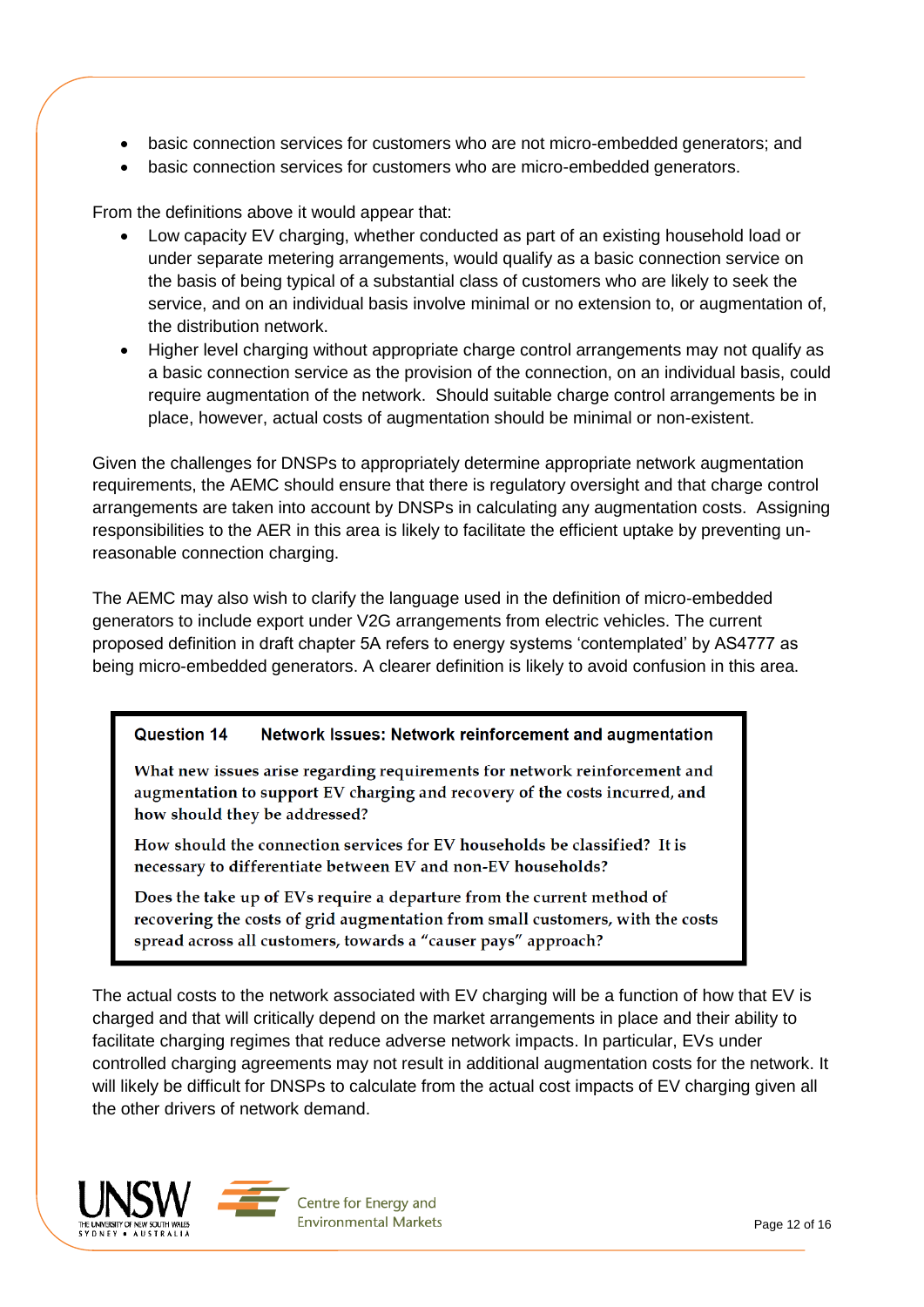- basic connection services for customers who are not micro-embedded generators; and
- basic connection services for customers who are micro-embedded generators.

From the definitions above it would appear that:

- Low capacity EV charging, whether conducted as part of an existing household load or under separate metering arrangements, would qualify as a basic connection service on the basis of being typical of a substantial class of customers who are likely to seek the service, and on an individual basis involve minimal or no extension to, or augmentation of, the distribution network.
- Higher level charging without appropriate charge control arrangements may not qualify as a basic connection service as the provision of the connection, on an individual basis, could require augmentation of the network. Should suitable charge control arrangements be in place, however, actual costs of augmentation should be minimal or non-existent.

Given the challenges for DNSPs to appropriately determine appropriate network augmentation requirements, the AEMC should ensure that there is regulatory oversight and that charge control arrangements are taken into account by DNSPs in calculating any augmentation costs. Assigning responsibilities to the AER in this area is likely to facilitate the efficient uptake by preventing un-reasonable connection charging.

The AEMC may also wish to clarify the language used in the definition of micro-embedded generators to include export under V2G arrangements from electric vehicles. The current proposed definition in draft chapter 5A refers to energy systems 'contemplated' by AS4777 as being micro-embedded generators. A clearer definition is likely to avoid confusion in this area.

> **Question 14 Network Issues: Network reinforcement and augmentation**
>
> **What new issues arise regarding requirements for network reinforcement and augmentation to support EV charging and recovery of the costs incurred, and how should they be addressed?**
>
> **How should the connection services for EV households be classified? It is necessary to differentiate between EV and non-EV households?**
>
> **Does the take up of EVs require a departure from the current method of recovering the costs of grid augmentation from small customers, with the costs spread across all customers, towards a "causer pays" approach?**

The actual costs to the network associated with EV charging will be a function of how that EV is charged and that will critically depend on the market arrangements in place and their ability to facilitate charging regimes that reduce adverse network impacts. In particular, EVs under controlled charging agreements may not result in additional augmentation costs for the network. It will likely be difficult for DNSPs to calculate from the actual cost impacts of EV charging given all the other drivers of network demand.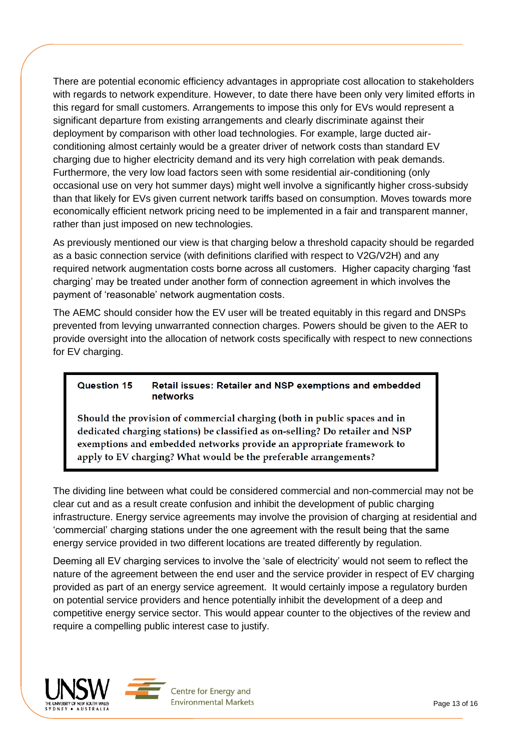There are potential economic efficiency advantages in appropriate cost allocation to stakeholders with regards to network expenditure. However, to date there have been only very limited efforts in this regard for small customers. Arrangements to impose this only for EVs would represent a significant departure from existing arrangements and clearly discriminate against their deployment by comparison with other load technologies. For example, large ducted air-conditioning almost certainly would be a greater driver of network costs than standard EV charging due to higher electricity demand and its very high correlation with peak demands. Furthermore, the very low load factors seen with some residential air-conditioning (only occasional use on very hot summer days) might well involve a significantly higher cross-subsidy than that likely for EVs given current network tariffs based on consumption. Moves towards more economically efficient network pricing need to be implemented in a fair and transparent manner, rather than just imposed on new technologies.

As previously mentioned our view is that charging below a threshold capacity should be regarded as a basic connection service (with definitions clarified with respect to V2G/V2H) and any required network augmentation costs borne across all customers. Higher capacity charging 'fast charging' may be treated under another form of connection agreement in which involves the payment of 'reasonable' network augmentation costs.

The AEMC should consider how the EV user will be treated equitably in this regard and DNSPs prevented from levying unwarranted connection charges. Powers should be given to the AER to provide oversight into the allocation of network costs specifically with respect to new connections for EV charging.

> **Question 15 Retail issues: Retailer and NSP exemptions and embedded networks**
>
> **Should the provision of commercial charging (both in public spaces and in dedicated charging stations) be classified as on-selling? Do retailer and NSP exemptions and embedded networks provide an appropriate framework to apply to EV charging? What would be the preferable arrangements?**

The dividing line between what could be considered commercial and non-commercial may not be clear cut and as a result create confusion and inhibit the development of public charging infrastructure. Energy service agreements may involve the provision of charging at residential and 'commercial' charging stations under the one agreement with the result being that the same energy service provided in two different locations are treated differently by regulation.

Deeming all EV charging services to involve the 'sale of electricity' would not seem to reflect the nature of the agreement between the end user and the service provider in respect of EV charging provided as part of an energy service agreement. It would certainly impose a regulatory burden on potential service providers and hence potentially inhibit the development of a deep and competitive energy service sector. This would appear counter to the objectives of the review and require a compelling public interest case to justify.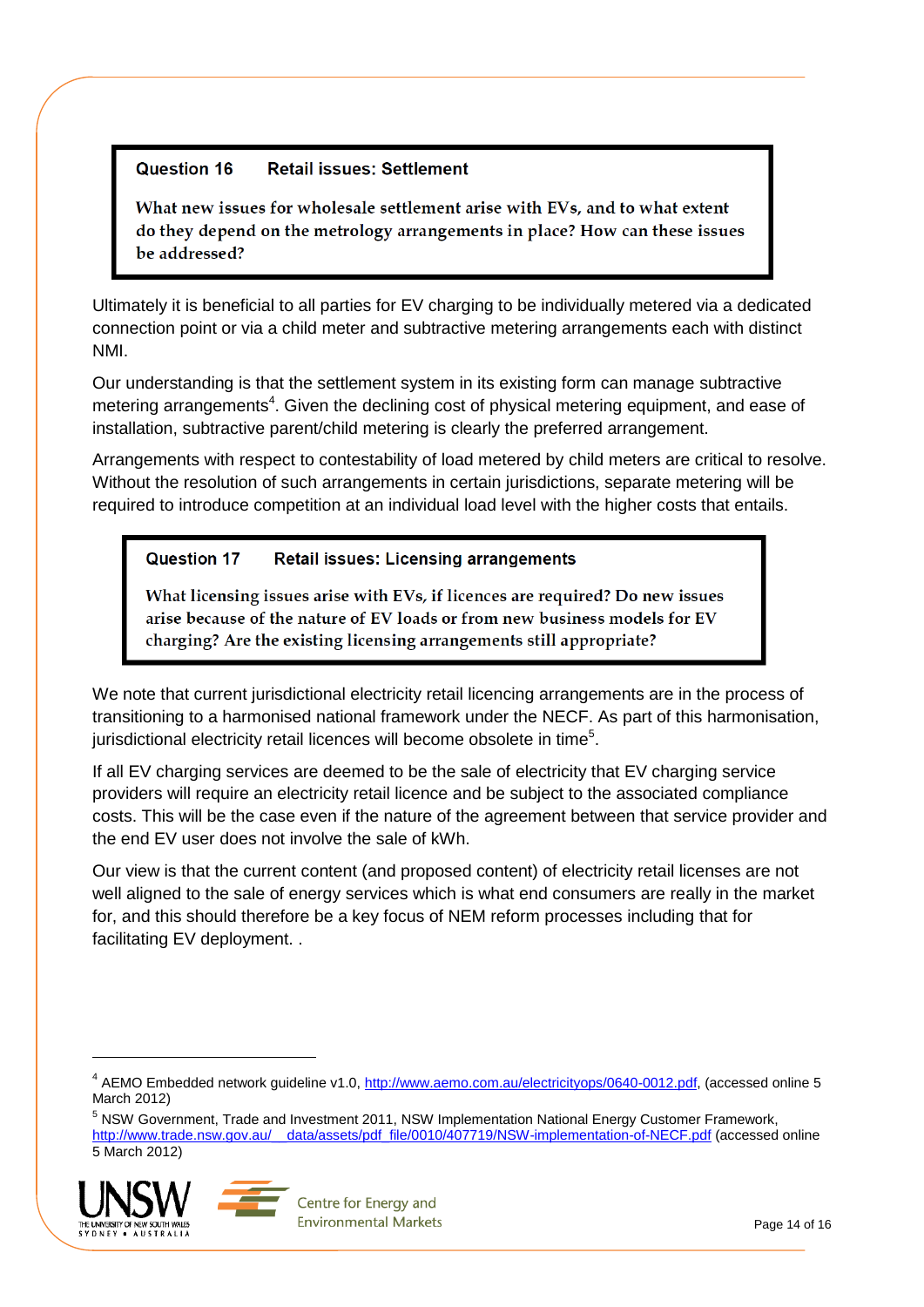> **Question 16 Retail issues: Settlement**
>
> What new issues for wholesale settlement arise with EVs, and to what extent do they depend on the metrology arrangements in place? How can these issues be addressed?

Ultimately it is beneficial to all parties for EV charging to be individually metered via a dedicated connection point or via a child meter and subtractive metering arrangements each with distinct NMI.

Our understanding is that the settlement system in its existing form can manage subtractive metering arrangements[4]. Given the declining cost of physical metering equipment, and ease of installation, subtractive parent/child metering is clearly the preferred arrangement.

Arrangements with respect to contestability of load metered by child meters are critical to resolve. Without the resolution of such arrangements in certain jurisdictions, separate metering will be required to introduce competition at an individual load level with the higher costs that entails.

> **Question 17 Retail issues: Licensing arrangements**
>
> What licensing issues arise with EVs, if licences are required? Do new issues arise because of the nature of EV loads or from new business models for EV charging? Are the existing licensing arrangements still appropriate?

We note that current jurisdictional electricity retail licencing arrangements are in the process of transitioning to a harmonised national framework under the NECF. As part of this harmonisation, jurisdictional electricity retail licences will become obsolete in time[5].

If all EV charging services are deemed to be the sale of electricity that EV charging service providers will require an electricity retail licence and be subject to the associated compliance costs. This will be the case even if the nature of the agreement between that service provider and the end EV user does not involve the sale of kWh.

Our view is that the current content (and proposed content) of electricity retail licenses are not well aligned to the sale of energy services which is what end consumers are really in the market for, and this should therefore be a key focus of NEM reform processes including that for facilitating EV deployment. .

---

[4] AEMO Embedded network guideline v1.0, http://www.aemo.com.au/electricityops/0640-0012.pdf, (accessed online 5 March 2012)

[5] NSW Government, Trade and Investment 2011, NSW Implementation National Energy Customer Framework, http://www.trade.nsw.gov.au/__data/assets/pdf_file/0010/407719/NSW-implementation-of-NECF.pdf (accessed online 5 March 2012)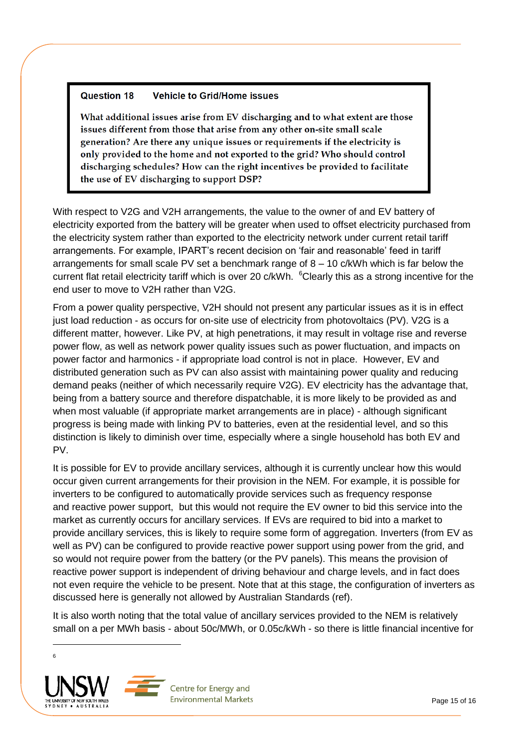**Question 18 Vehicle to Grid/Home issues**

**What additional issues arise from EV discharging and to what extent are those issues different from those that arise from any other on-site small scale generation? Are there any unique issues or requirements if the electricity is only provided to the home and not exported to the grid? Who should control discharging schedules? How can the right incentives be provided to facilitate the use of EV discharging to support DSP?**

With respect to V2G and V2H arrangements, the value to the owner of and EV battery of electricity exported from the battery will be greater when used to offset electricity purchased from the electricity system rather than exported to the electricity network under current retail tariff arrangements. For example, IPART's recent decision on 'fair and reasonable' feed in tariff arrangements for small scale PV set a benchmark range of 8 – 10 c/kWh which is far below the current flat retail electricity tariff which is over 20 c/kWh. [6]Clearly this as a strong incentive for the end user to move to V2H rather than V2G.

From a power quality perspective, V2H should not present any particular issues as it is in effect just load reduction - as occurs for on-site use of electricity from photovoltaics (PV). V2G is a different matter, however. Like PV, at high penetrations, it may result in voltage rise and reverse power flow, as well as network power quality issues such as power fluctuation, and impacts on power factor and harmonics - if appropriate load control is not in place. However, EV and distributed generation such as PV can also assist with maintaining power quality and reducing demand peaks (neither of which necessarily require V2G). EV electricity has the advantage that, being from a battery source and therefore dispatchable, it is more likely to be provided as and when most valuable (if appropriate market arrangements are in place) - although significant progress is being made with linking PV to batteries, even at the residential level, and so this distinction is likely to diminish over time, especially where a single household has both EV and PV.

It is possible for EV to provide ancillary services, although it is currently unclear how this would occur given current arrangements for their provision in the NEM. For example, it is possible for inverters to be configured to automatically provide services such as frequency response and reactive power support, but this would not require the EV owner to bid this service into the market as currently occurs for ancillary services. If EVs are required to bid into a market to provide ancillary services, this is likely to require some form of aggregation. Inverters (from EV as well as PV) can be configured to provide reactive power support using power from the grid, and so would not require power from the battery (or the PV panels). This means the provision of reactive power support is independent of driving behaviour and charge levels, and in fact does not even require the vehicle to be present. Note that at this stage, the configuration of inverters as discussed here is generally not allowed by Australian Standards (ref).

It is also worth noting that the total value of ancillary services provided to the NEM is relatively small on a per MWh basis - about 50c/MWh, or 0.05c/kWh - so there is little financial incentive for

---

[6]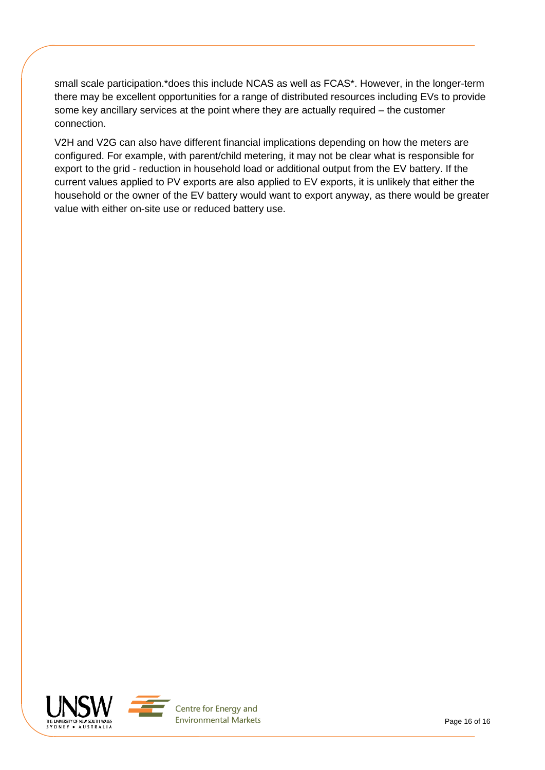small scale participation.*does this include NCAS as well as FCAS*. However, in the longer-term there may be excellent opportunities for a range of distributed resources including EVs to provide some key ancillary services at the point where they are actually required – the customer connection.

V2H and V2G can also have different financial implications depending on how the meters are configured. For example, with parent/child metering, it may not be clear what is responsible for export to the grid - reduction in household load or additional output from the EV battery. If the current values applied to PV exports are also applied to EV exports, it is unlikely that either the household or the owner of the EV battery would want to export anyway, as there would be greater value with either on-site use or reduced battery use.